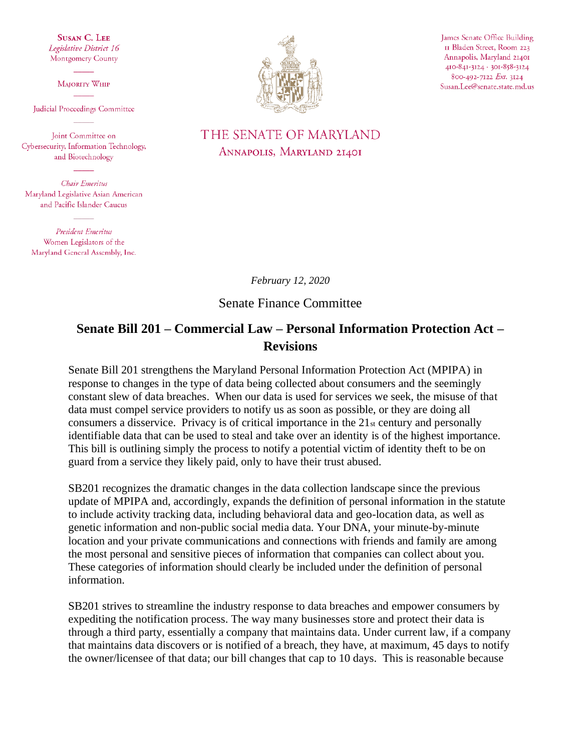**Susan C. Lee**
*Legislative District 16*
Montgomery County

Majority Whip

Judicial Proceedings Committee

Joint Committee on Cybersecurity, Information Technology, and Biotechnology

*Chair Emeritus*
Maryland Legislative Asian American and Pacific Islander Caucus

*President Emeritus*
Women Legislators of the Maryland General Assembly, Inc.

James Senate Office Building
11 Bladen Street, Room 223
Annapolis, Maryland 21401
410-841-3124 · 301-858-3124
800-492-7122 *Ext.* 3124
Susan.Lee@senate.state.md.us

THE SENATE OF MARYLAND
Annapolis, Maryland 21401

*February 12, 2020*

Senate Finance Committee

## Senate Bill 201 – Commercial Law – Personal Information Protection Act – Revisions

Senate Bill 201 strengthens the Maryland Personal Information Protection Act (MPIPA) in response to changes in the type of data being collected about consumers and the seemingly constant slew of data breaches. When our data is used for services we seek, the misuse of that data must compel service providers to notify us as soon as possible, or they are doing all consumers a disservice. Privacy is of critical importance in the 21st century and personally identifiable data that can be used to steal and take over an identity is of the highest importance. This bill is outlining simply the process to notify a potential victim of identity theft to be on guard from a service they likely paid, only to have their trust abused.

SB201 recognizes the dramatic changes in the data collection landscape since the previous update of MPIPA and, accordingly, expands the definition of personal information in the statute to include activity tracking data, including behavioral data and geo-location data, as well as genetic information and non-public social media data. Your DNA, your minute-by-minute location and your private communications and connections with friends and family are among the most personal and sensitive pieces of information that companies can collect about you. These categories of information should clearly be included under the definition of personal information.

SB201 strives to streamline the industry response to data breaches and empower consumers by expediting the notification process. The way many businesses store and protect their data is through a third party, essentially a company that maintains data. Under current law, if a company that maintains data discovers or is notified of a breach, they have, at maximum, 45 days to notify the owner/licensee of that data; our bill changes that cap to 10 days. This is reasonable because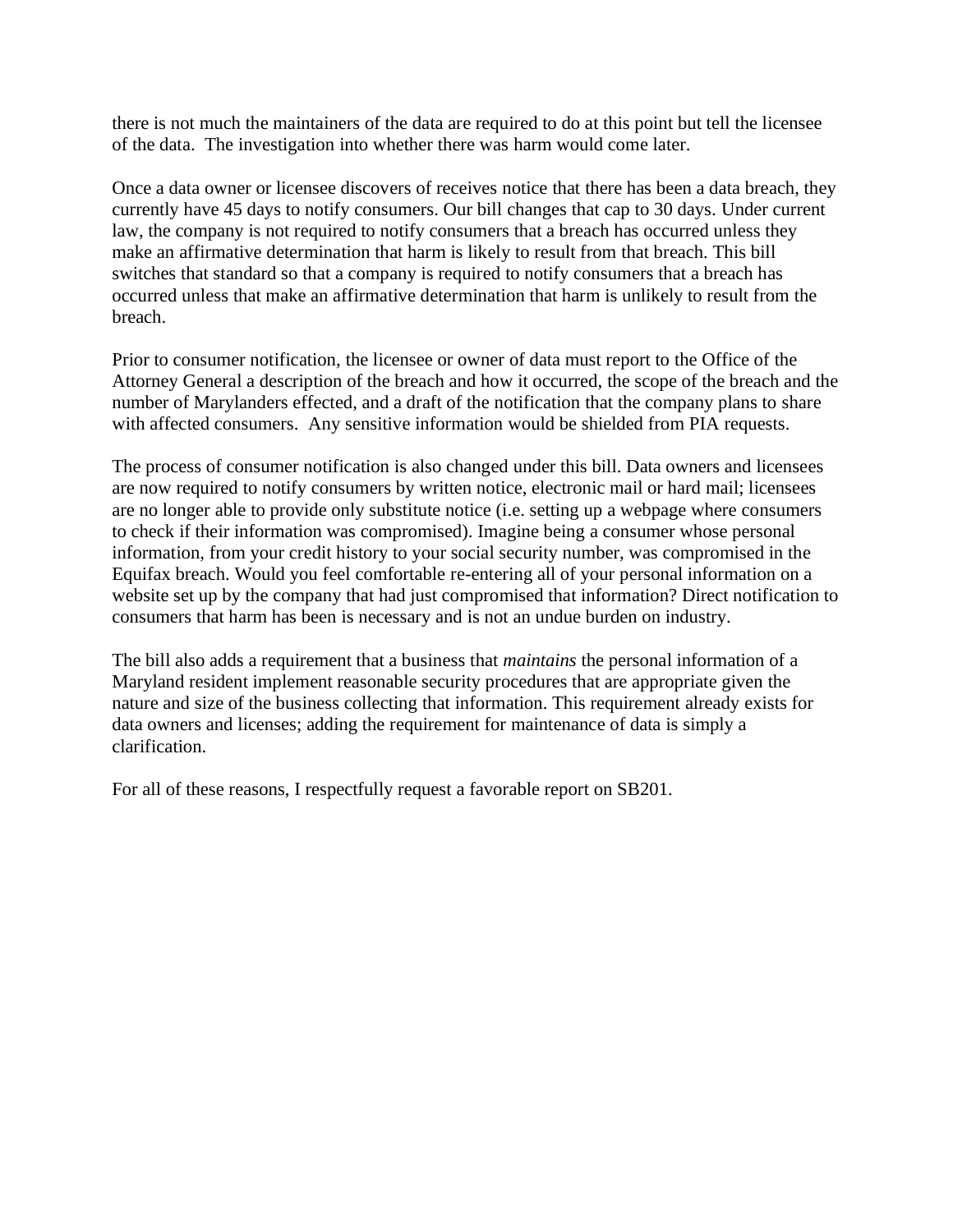there is not much the maintainers of the data are required to do at this point but tell the licensee of the data. The investigation into whether there was harm would come later.

Once a data owner or licensee discovers of receives notice that there has been a data breach, they currently have 45 days to notify consumers. Our bill changes that cap to 30 days. Under current law, the company is not required to notify consumers that a breach has occurred unless they make an affirmative determination that harm is likely to result from that breach. This bill switches that standard so that a company is required to notify consumers that a breach has occurred unless that make an affirmative determination that harm is unlikely to result from the breach.

Prior to consumer notification, the licensee or owner of data must report to the Office of the Attorney General a description of the breach and how it occurred, the scope of the breach and the number of Marylanders effected, and a draft of the notification that the company plans to share with affected consumers. Any sensitive information would be shielded from PIA requests.

The process of consumer notification is also changed under this bill. Data owners and licensees are now required to notify consumers by written notice, electronic mail or hard mail; licensees are no longer able to provide only substitute notice (i.e. setting up a webpage where consumers to check if their information was compromised). Imagine being a consumer whose personal information, from your credit history to your social security number, was compromised in the Equifax breach. Would you feel comfortable re-entering all of your personal information on a website set up by the company that had just compromised that information? Direct notification to consumers that harm has been is necessary and is not an undue burden on industry.

The bill also adds a requirement that a business that *maintains* the personal information of a Maryland resident implement reasonable security procedures that are appropriate given the nature and size of the business collecting that information. This requirement already exists for data owners and licenses; adding the requirement for maintenance of data is simply a clarification.

For all of these reasons, I respectfully request a favorable report on SB201.